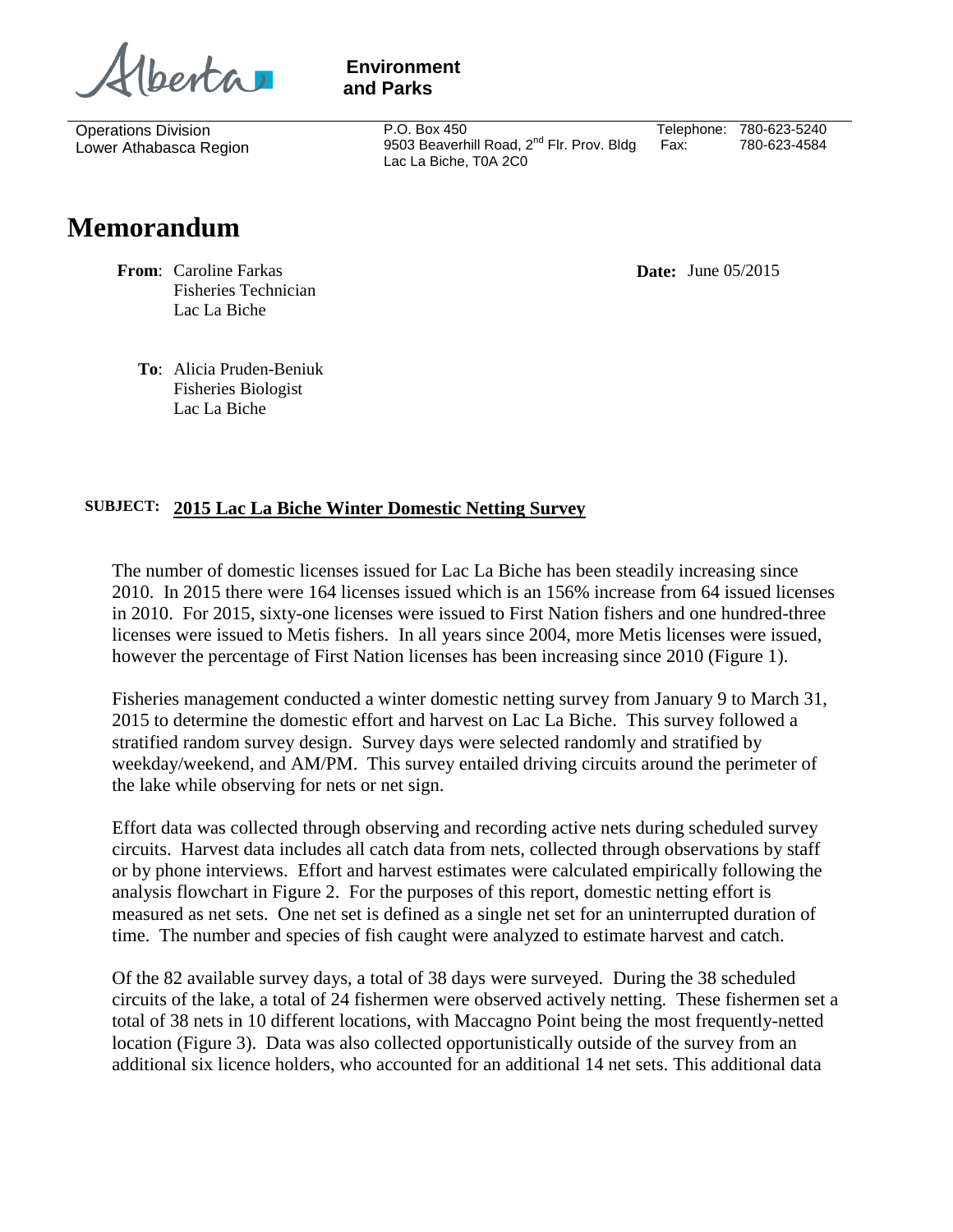Alberta

**Environment and Parks**

Operations Division
Lower Athabasca Region

P.O. Box 450
9503 Beaverhill Road, 2nd Flr. Prov. Bldg
Lac La Biche, T0A 2C0

Telephone: 780-623-5240
Fax: 780-623-4584

# Memorandum

**From**: Caroline Farkas
Fisheries Technician
Lac La Biche

**Date:** June 05/2015

**To**: Alicia Pruden-Beniuk
Fisheries Biologist
Lac La Biche

**SUBJECT:** **2015 Lac La Biche Winter Domestic Netting Survey**

The number of domestic licenses issued for Lac La Biche has been steadily increasing since 2010. In 2015 there were 164 licenses issued which is an 156% increase from 64 issued licenses in 2010. For 2015, sixty-one licenses were issued to First Nation fishers and one hundred-three licenses were issued to Metis fishers. In all years since 2004, more Metis licenses were issued, however the percentage of First Nation licenses has been increasing since 2010 (Figure 1).

Fisheries management conducted a winter domestic netting survey from January 9 to March 31, 2015 to determine the domestic effort and harvest on Lac La Biche. This survey followed a stratified random survey design. Survey days were selected randomly and stratified by weekday/weekend, and AM/PM. This survey entailed driving circuits around the perimeter of the lake while observing for nets or net sign.

Effort data was collected through observing and recording active nets during scheduled survey circuits. Harvest data includes all catch data from nets, collected through observations by staff or by phone interviews. Effort and harvest estimates were calculated empirically following the analysis flowchart in Figure 2. For the purposes of this report, domestic netting effort is measured as net sets. One net set is defined as a single net set for an uninterrupted duration of time. The number and species of fish caught were analyzed to estimate harvest and catch.

Of the 82 available survey days, a total of 38 days were surveyed. During the 38 scheduled circuits of the lake, a total of 24 fishermen were observed actively netting. These fishermen set a total of 38 nets in 10 different locations, with Maccagno Point being the most frequently-netted location (Figure 3). Data was also collected opportunistically outside of the survey from an additional six licence holders, who accounted for an additional 14 net sets. This additional data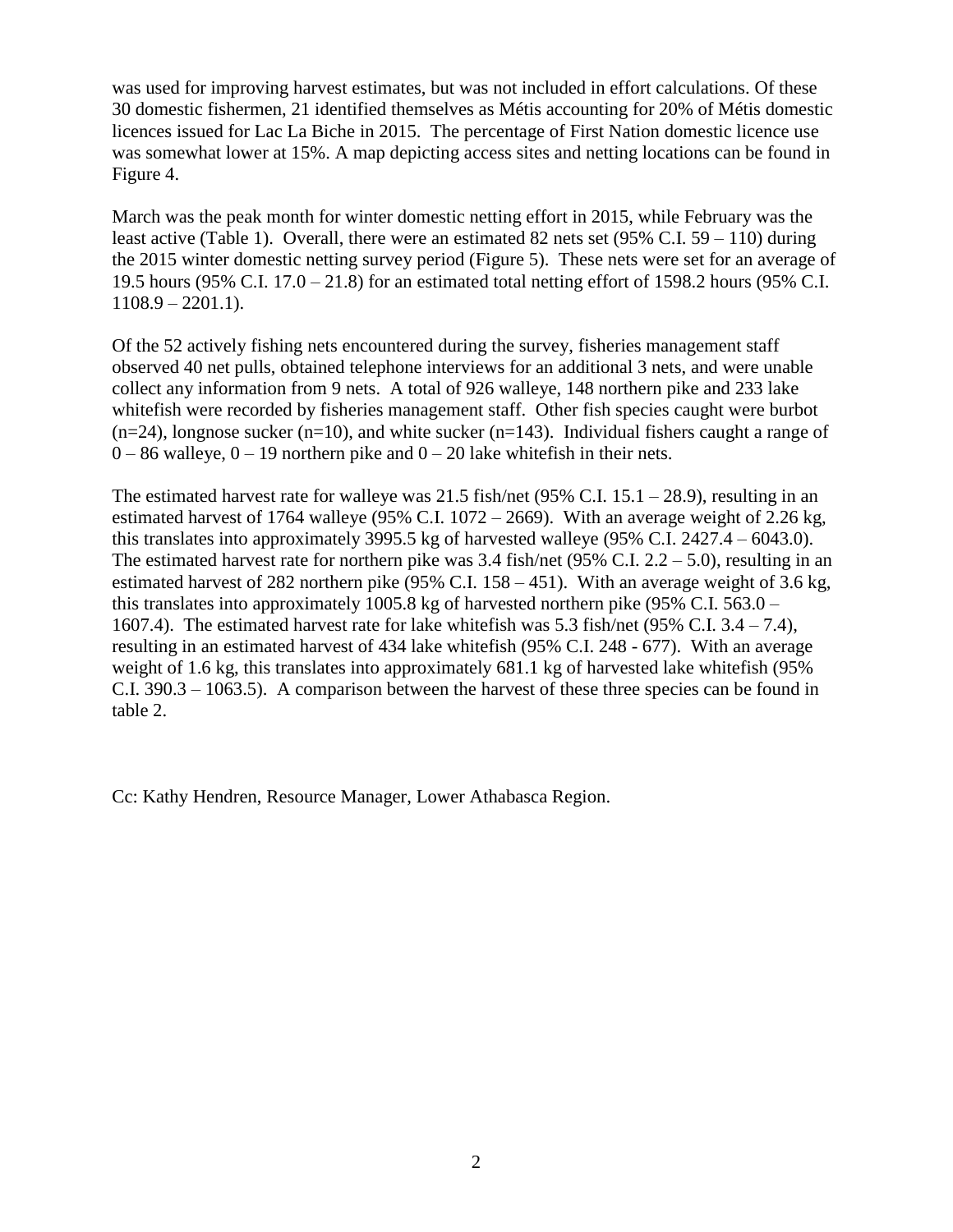was used for improving harvest estimates, but was not included in effort calculations. Of these 30 domestic fishermen, 21 identified themselves as Métis accounting for 20% of Métis domestic licences issued for Lac La Biche in 2015. The percentage of First Nation domestic licence use was somewhat lower at 15%. A map depicting access sites and netting locations can be found in Figure 4.

March was the peak month for winter domestic netting effort in 2015, while February was the least active (Table 1). Overall, there were an estimated 82 nets set (95% C.I. 59 – 110) during the 2015 winter domestic netting survey period (Figure 5). These nets were set for an average of 19.5 hours (95% C.I. 17.0 – 21.8) for an estimated total netting effort of 1598.2 hours (95% C.I. 1108.9 – 2201.1).

Of the 52 actively fishing nets encountered during the survey, fisheries management staff observed 40 net pulls, obtained telephone interviews for an additional 3 nets, and were unable collect any information from 9 nets. A total of 926 walleye, 148 northern pike and 233 lake whitefish were recorded by fisheries management staff. Other fish species caught were burbot (n=24), longnose sucker (n=10), and white sucker (n=143). Individual fishers caught a range of 0 – 86 walleye, 0 – 19 northern pike and 0 – 20 lake whitefish in their nets.

The estimated harvest rate for walleye was 21.5 fish/net (95% C.I. 15.1 – 28.9), resulting in an estimated harvest of 1764 walleye (95% C.I. 1072 – 2669). With an average weight of 2.26 kg, this translates into approximately 3995.5 kg of harvested walleye (95% C.I. 2427.4 – 6043.0). The estimated harvest rate for northern pike was 3.4 fish/net (95% C.I. 2.2 – 5.0), resulting in an estimated harvest of 282 northern pike (95% C.I. 158 – 451). With an average weight of 3.6 kg, this translates into approximately 1005.8 kg of harvested northern pike (95% C.I. 563.0 – 1607.4). The estimated harvest rate for lake whitefish was 5.3 fish/net (95% C.I. 3.4 – 7.4), resulting in an estimated harvest of 434 lake whitefish (95% C.I. 248 - 677). With an average weight of 1.6 kg, this translates into approximately 681.1 kg of harvested lake whitefish (95% C.I. 390.3 – 1063.5). A comparison between the harvest of these three species can be found in table 2.

Cc: Kathy Hendren, Resource Manager, Lower Athabasca Region.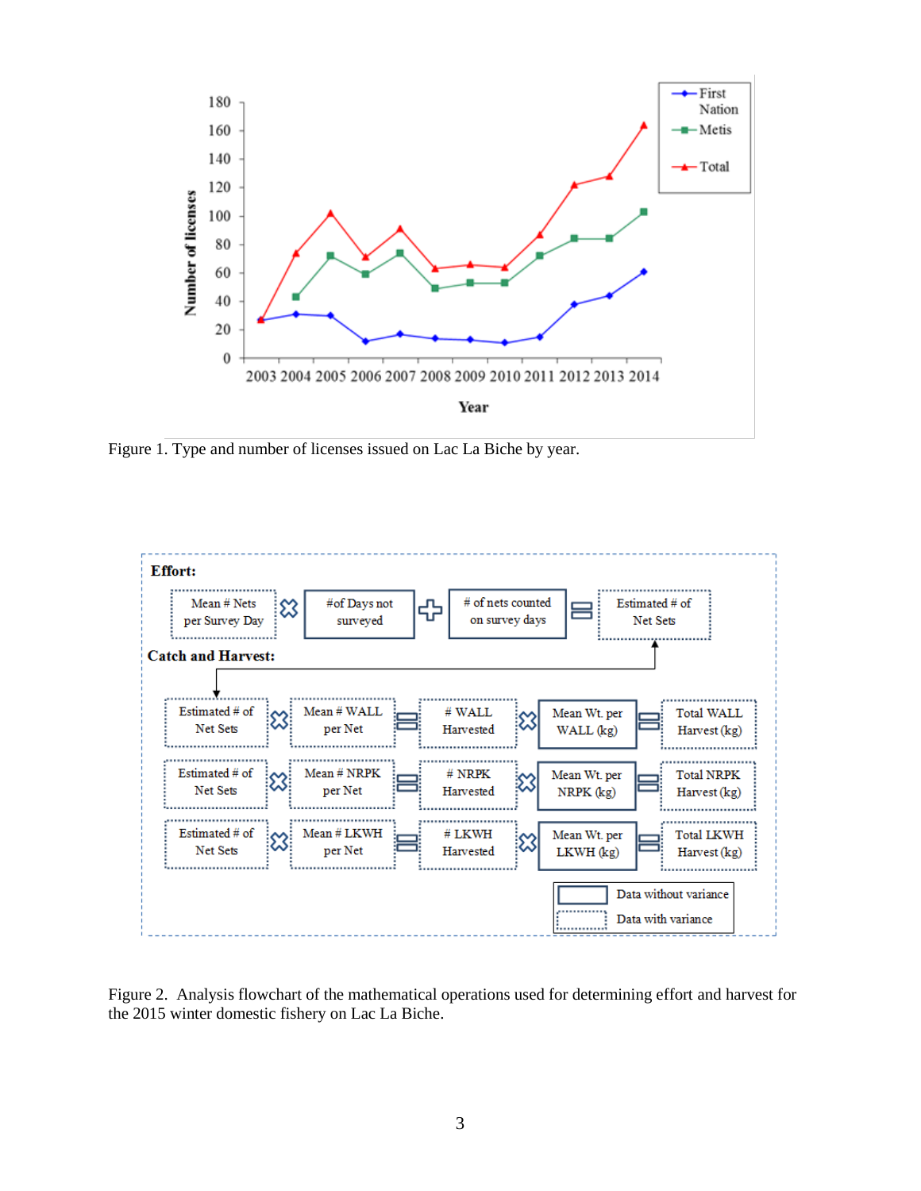Figure 1. Type and number of licenses issued on Lac La Biche by year.

Figure 2. Analysis flowchart of the mathematical operations used for determining effort and harvest for the 2015 winter domestic fishery on Lac La Biche.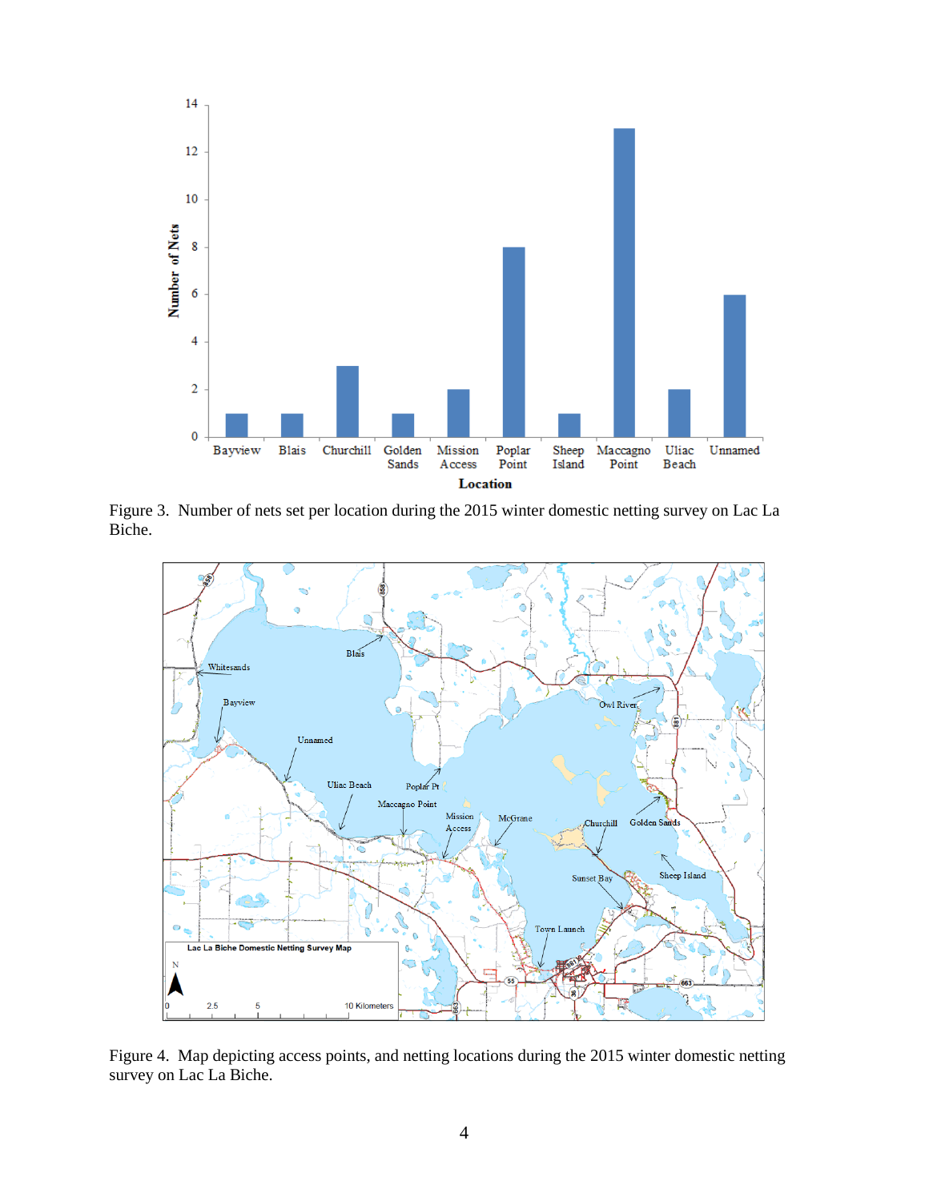Figure 3. Number of nets set per location during the 2015 winter domestic netting survey on Lac La Biche.

Figure 4. Map depicting access points, and netting locations during the 2015 winter domestic netting survey on Lac La Biche.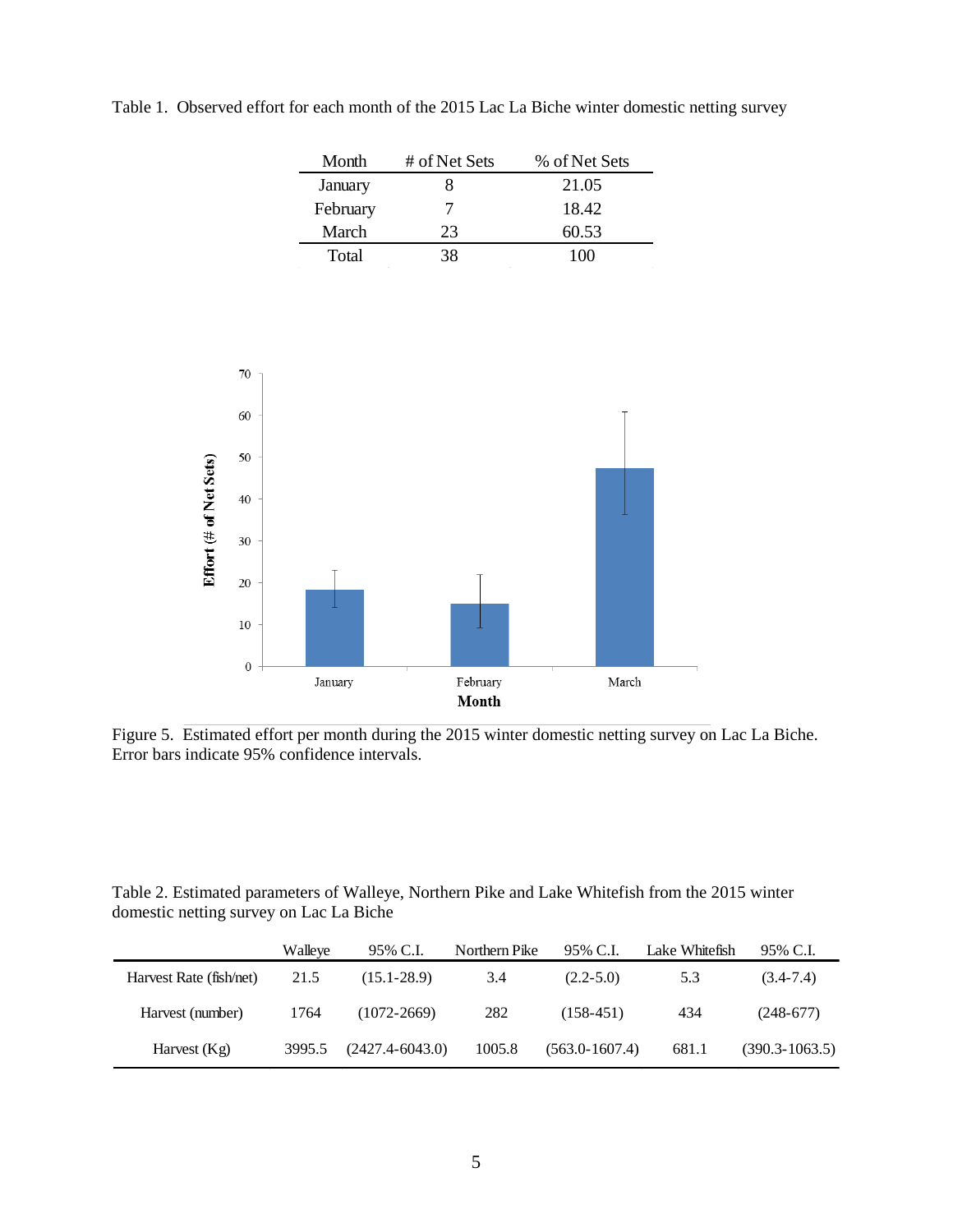Table 1. Observed effort for each month of the 2015 Lac La Biche winter domestic netting survey

| Month | # of Net Sets | % of Net Sets |
|---|---|---|
| January | 8 | 21.05 |
| February | 7 | 18.42 |
| March | 23 | 60.53 |
| Total | 38 | 100 |

Effort (# of Net Sets)

0
10
20
30
40
50
60
70

January
February
March

Month

Figure 5. Estimated effort per month during the 2015 winter domestic netting survey on Lac La Biche. Error bars indicate 95% confidence intervals.

Table 2. Estimated parameters of Walleye, Northern Pike and Lake Whitefish from the 2015 winter domestic netting survey on Lac La Biche

| | Walleye | 95% C.I. | Northern Pike | 95% C.I. | Lake Whitefish | 95% C.I. |
|---|---|---|---|---|---|---|
| Harvest Rate (fish/net) | 21.5 | (15.1-28.9) | 3.4 | (2.2-5.0) | 5.3 | (3.4-7.4) |
| Harvest (number) | 1764 | (1072-2669) | 282 | (158-451) | 434 | (248-677) |
| Harvest (Kg) | 3995.5 | (2427.4-6043.0) | 1005.8 | (563.0-1607.4) | 681.1 | (390.3-1063.5) |